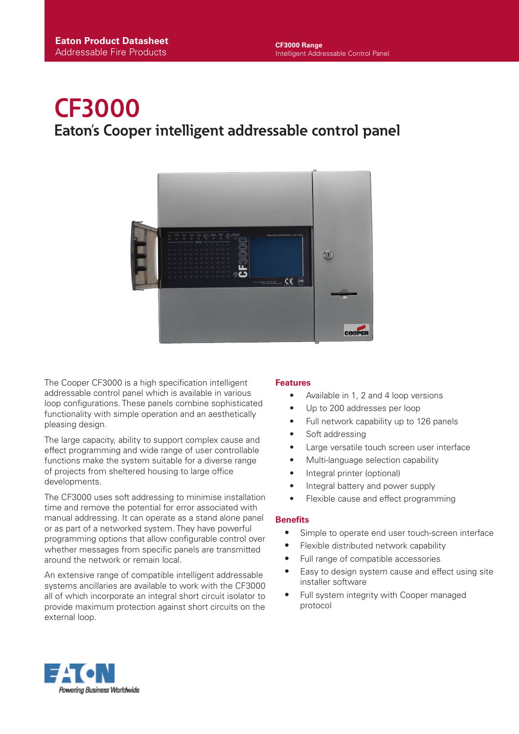Eaton Product Datasheet
Addressable Fire Products

CF3000 Range
Intelligent Addressable Control Panel

# CF3000

## Eaton's Cooper intelligent addressable control panel

The Cooper CF3000 is a high specification intelligent addressable control panel which is available in various loop configurations. These panels combine sophisticated functionality with simple operation and an aesthetically pleasing design.

The large capacity, ability to support complex cause and effect programming and wide range of user controllable functions make the system suitable for a diverse range of projects from sheltered housing to large office developments.

The CF3000 uses soft addressing to minimise installation time and remove the potential for error associated with manual addressing. It can operate as a stand alone panel or as part of a networked system. They have powerful programming options that allow configurable control over whether messages from specific panels are transmitted around the network or remain local.

An extensive range of compatible intelligent addressable systems ancillaries are available to work with the CF3000 all of which incorporate an integral short circuit isolator to provide maximum protection against short circuits on the external loop.

### Features

- Available in 1, 2 and 4 loop versions
- Up to 200 addresses per loop
- Full network capability up to 126 panels
- Soft addressing
- Large versatile touch screen user interface
- Multi-language selection capability
- Integral printer (optional)
- Integral battery and power supply
- Flexible cause and effect programming

### Benefits

- Simple to operate end user touch-screen interface
- Flexible distributed network capability
- Full range of compatible accessories
- Easy to design system cause and effect using site installer software
- Full system integrity with Cooper managed protocol

Powering Business Worldwide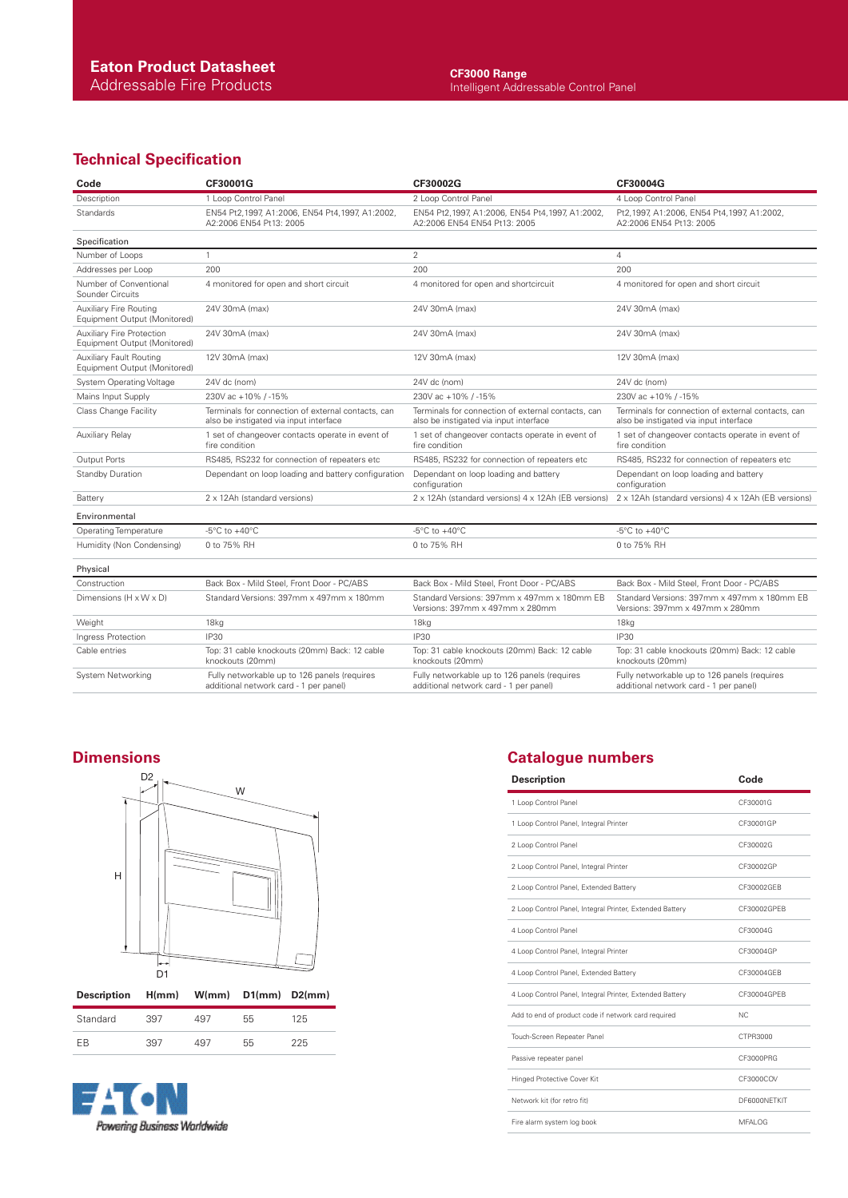# Eaton Product Datasheet
Addressable Fire Products

**CF3000 Range**
Intelligent Addressable Control Panel

## Technical Specification

| Code | CF30001G | CF30002G | CF30004G |
|---|---|---|---|
| Description | 1 Loop Control Panel | 2 Loop Control Panel | 4 Loop Control Panel |
| Standards | EN54 Pt2,1997, A1:2006, EN54 Pt4,1997, A1:2002, A2:2006 EN54 Pt13: 2005 | EN54 Pt2,1997, A1:2006, EN54 Pt4,1997, A1:2002, A2:2006 EN54 EN54 Pt13: 2005 | Pt2,1997, A1:2006, EN54 Pt4,1997, A1:2002, A2:2006 EN54 Pt13: 2005 |
| **Specification** | | | |
| Number of Loops | 1 | 2 | 4 |
| Addresses per Loop | 200 | 200 | 200 |
| Number of Conventional Sounder Circuits | 4 monitored for open and short circuit | 4 monitored for open and shortcircuit | 4 monitored for open and short circuit |
| Auxiliary Fire Routing Equipment Output (Monitored) | 24V 30mA (max) | 24V 30mA (max) | 24V 30mA (max) |
| Auxiliary Fire Protection Equipment Output (Monitored) | 24V 30mA (max) | 24V 30mA (max) | 24V 30mA (max) |
| Auxiliary Fault Routing Equipment Output (Monitored) | 12V 30mA (max) | 12V 30mA (max) | 12V 30mA (max) |
| System Operating Voltage | 24V dc (nom) | 24V dc (nom) | 24V dc (nom) |
| Mains Input Supply | 230V ac +10% / -15% | 230V ac +10% / -15% | 230V ac +10% / -15% |
| Class Change Facility | Terminals for connection of external contacts, can also be instigated via input interface | Terminals for connection of external contacts, can also be instigated via input interface | Terminals for connection of external contacts, can also be instigated via input interface |
| Auxiliary Relay | 1 set of changeover contacts operate in event of fire condition | 1 set of changeover contacts operate in event of fire condition | 1 set of changeover contacts operate in event of fire condition |
| Output Ports | RS485, RS232 for connection of repeaters etc | RS485, RS232 for connection of repeaters etc | RS485, RS232 for connection of repeaters etc |
| Standby Duration | Dependant on loop loading and battery configuration | Dependant on loop loading and battery configuration | Dependant on loop loading and battery configuration |
| Battery | 2 x 12Ah (standard versions) | 2 x 12Ah (standard versions) 4 x 12Ah (EB versions) | 2 x 12Ah (standard versions) 4 x 12Ah (EB versions) |
| **Environmental** | | | |
| Operating Temperature | -5°C to +40°C | -5°C to +40°C | -5°C to +40°C |
| Humidity (Non Condensing) | 0 to 75% RH | 0 to 75% RH | 0 to 75% RH |
| **Physical** | | | |
| Construction | Back Box - Mild Steel, Front Door - PC/ABS | Back Box - Mild Steel, Front Door - PC/ABS | Back Box - Mild Steel, Front Door - PC/ABS |
| Dimensions (H x W x D) | Standard Versions: 397mm x 497mm x 180mm | Standard Versions: 397mm x 497mm x 180mm EB Versions: 397mm x 497mm x 280mm | Standard Versions: 397mm x 497mm x 180mm EB Versions: 397mm x 497mm x 280mm |
| Weight | 18kg | 18kg | 18kg |
| Ingress Protection | IP30 | IP30 | IP30 |
| Cable entries | Top: 31 cable knockouts (20mm) Back: 12 cable knockouts (20mm) | Top: 31 cable knockouts (20mm) Back: 12 cable knockouts (20mm) | Top: 31 cable knockouts (20mm) Back: 12 cable knockouts (20mm) |
| System Networking | Fully networkable up to 126 panels (requires additional network card - 1 per panel) | Fully networkable up to 126 panels (requires additional network card - 1 per panel) | Fully networkable up to 126 panels (requires additional network card - 1 per panel) |

## Dimensions

D2
W
H
D1

| Description | H(mm) | W(mm) | D1(mm) | D2(mm) |
|---|---|---|---|---|
| Standard | 397 | 497 | 55 | 125 |
| EB | 397 | 497 | 55 | 225 |

## Catalogue numbers

| Description | Code |
|---|---|
| 1 Loop Control Panel | CF30001G |
| 1 Loop Control Panel, Integral Printer | CF30001GP |
| 2 Loop Control Panel | CF30002G |
| 2 Loop Control Panel, Integral Printer | CF30002GP |
| 2 Loop Control Panel, Extended Battery | CF30002GEB |
| 2 Loop Control Panel, Integral Printer, Extended Battery | CF30002GPEB |
| 4 Loop Control Panel | CF30004G |
| 4 Loop Control Panel, Integral Printer | CF30004GP |
| 4 Loop Control Panel, Extended Battery | CF30004GEB |
| 4 Loop Control Panel, Integral Printer, Extended Battery | CF30004GPEB |
| Add to end of product code if network card required | NC |
| Touch-Screen Repeater Panel | CTPR3000 |
| Passive repeater panel | CF3000PRG |
| Hinged Protective Cover Kit | CF3000COV |
| Network kit (for retro fit) | DF6000NETKIT |
| Fire alarm system log book | MFALOG |

EATON
Powering Business Worldwide